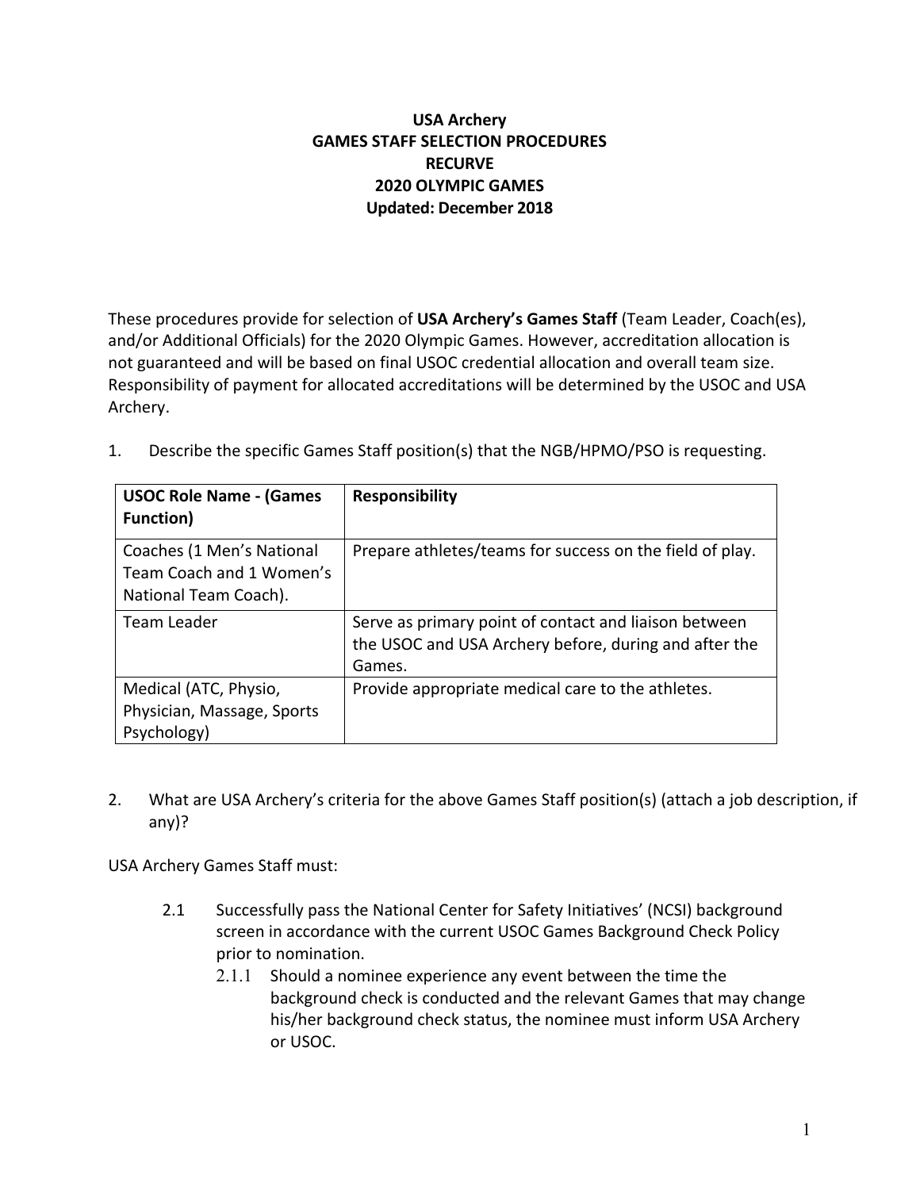# USA Archery
# GAMES STAFF SELECTION PROCEDURES
# RECURVE
# 2020 OLYMPIC GAMES
# Updated: December 2018

These procedures provide for selection of **USA Archery's Games Staff** (Team Leader, Coach(es), and/or Additional Officials) for the 2020 Olympic Games. However, accreditation allocation is not guaranteed and will be based on final USOC credential allocation and overall team size. Responsibility of payment for allocated accreditations will be determined by the USOC and USA Archery.

1. Describe the specific Games Staff position(s) that the NGB/HPMO/PSO is requesting.

| **USOC Role Name - (Games Function)** | **Responsibility** |
|---|---|
| Coaches (1 Men's National Team Coach and 1 Women's National Team Coach). | Prepare athletes/teams for success on the field of play. |
| Team Leader | Serve as primary point of contact and liaison between the USOC and USA Archery before, during and after the Games. |
| Medical (ATC, Physio, Physician, Massage, Sports Psychology) | Provide appropriate medical care to the athletes. |

2. What are USA Archery's criteria for the above Games Staff position(s) (attach a job description, if any)?

USA Archery Games Staff must:

- 2.1 Successfully pass the National Center for Safety Initiatives' (NCSI) background screen in accordance with the current USOC Games Background Check Policy prior to nomination.
  - 2.1.1 Should a nominee experience any event between the time the background check is conducted and the relevant Games that may change his/her background check status, the nominee must inform USA Archery or USOC.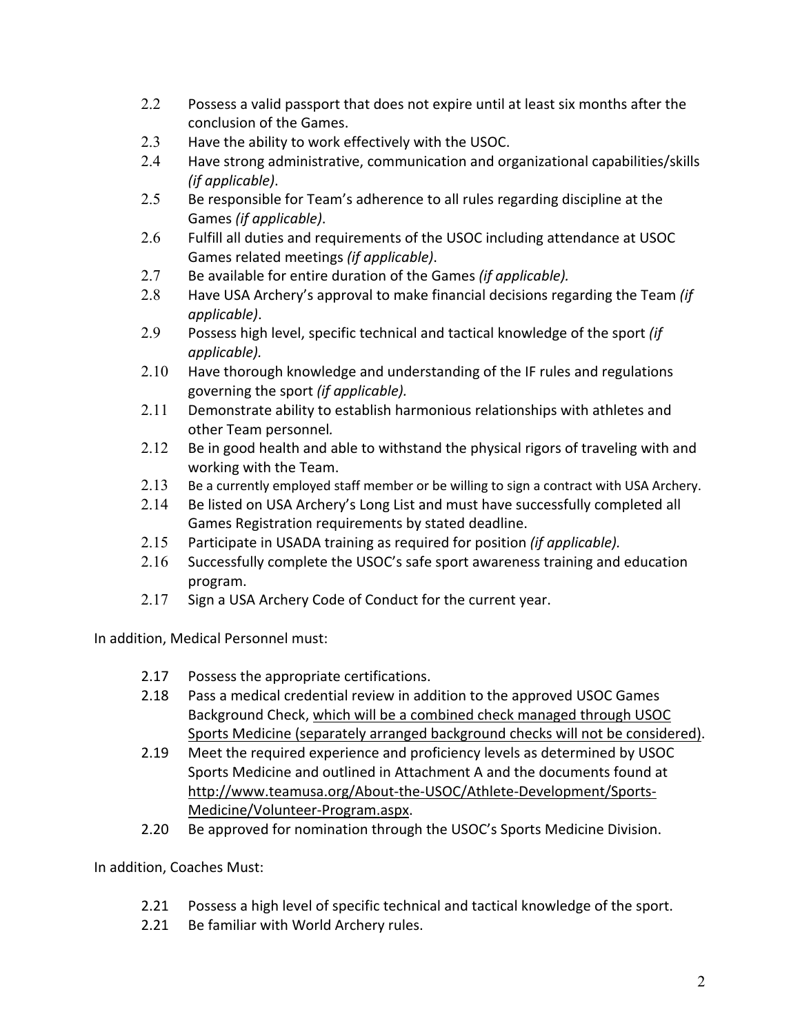2.2 Possess a valid passport that does not expire until at least six months after the conclusion of the Games.

2.3 Have the ability to work effectively with the USOC.

2.4 Have strong administrative, communication and organizational capabilities/skills *(if applicable)*.

2.5 Be responsible for Team's adherence to all rules regarding discipline at the Games *(if applicable)*.

2.6 Fulfill all duties and requirements of the USOC including attendance at USOC Games related meetings *(if applicable)*.

2.7 Be available for entire duration of the Games *(if applicable).*

2.8 Have USA Archery's approval to make financial decisions regarding the Team *(if applicable)*.

2.9 Possess high level, specific technical and tactical knowledge of the sport *(if applicable).*

2.10 Have thorough knowledge and understanding of the IF rules and regulations governing the sport *(if applicable).*

2.11 Demonstrate ability to establish harmonious relationships with athletes and other Team personnel.

2.12 Be in good health and able to withstand the physical rigors of traveling with and working with the Team.

2.13 Be a currently employed staff member or be willing to sign a contract with USA Archery.

2.14 Be listed on USA Archery's Long List and must have successfully completed all Games Registration requirements by stated deadline.

2.15 Participate in USADA training as required for position *(if applicable).*

2.16 Successfully complete the USOC's safe sport awareness training and education program.

2.17 Sign a USA Archery Code of Conduct for the current year.

In addition, Medical Personnel must:

2.17 Possess the appropriate certifications.

2.18 Pass a medical credential review in addition to the approved USOC Games Background Check, <u>which will be a combined check managed through USOC Sports Medicine (separately arranged background checks will not be considered)</u>.

2.19 Meet the required experience and proficiency levels as determined by USOC Sports Medicine and outlined in Attachment A and the documents found at http://www.teamusa.org/About-the-USOC/Athlete-Development/Sports-Medicine/Volunteer-Program.aspx.

2.20 Be approved for nomination through the USOC's Sports Medicine Division.

In addition, Coaches Must:

2.21 Possess a high level of specific technical and tactical knowledge of the sport.

2.21 Be familiar with World Archery rules.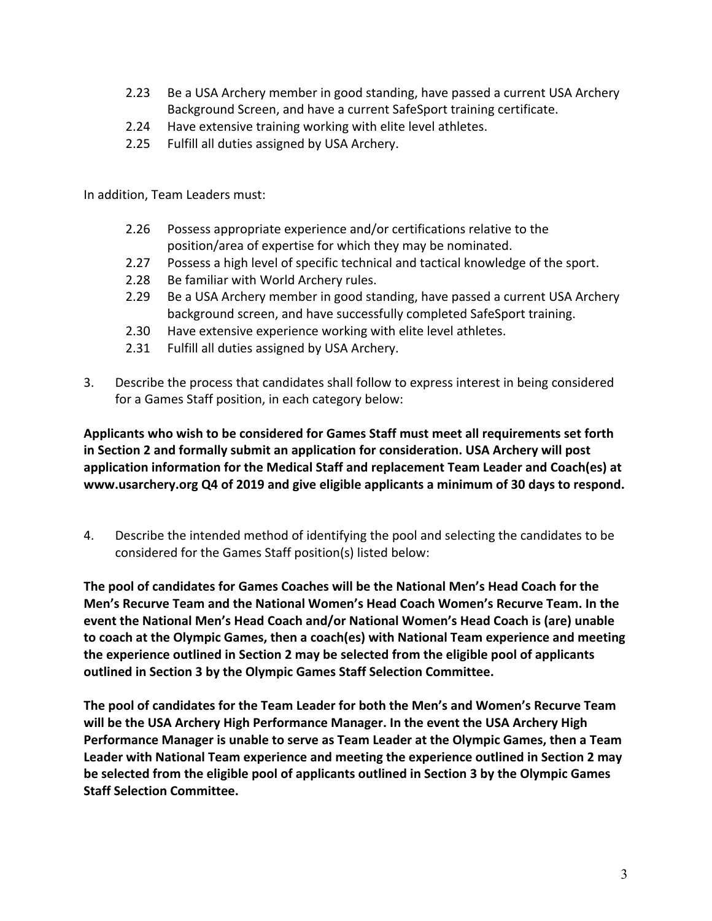2.23 Be a USA Archery member in good standing, have passed a current USA Archery Background Screen, and have a current SafeSport training certificate.

2.24 Have extensive training working with elite level athletes.

2.25 Fulfill all duties assigned by USA Archery.

In addition, Team Leaders must:

2.26 Possess appropriate experience and/or certifications relative to the position/area of expertise for which they may be nominated.

2.27 Possess a high level of specific technical and tactical knowledge of the sport.

2.28 Be familiar with World Archery rules.

2.29 Be a USA Archery member in good standing, have passed a current USA Archery background screen, and have successfully completed SafeSport training.

2.30 Have extensive experience working with elite level athletes.

2.31 Fulfill all duties assigned by USA Archery.

3. Describe the process that candidates shall follow to express interest in being considered for a Games Staff position, in each category below:

**Applicants who wish to be considered for Games Staff must meet all requirements set forth in Section 2 and formally submit an application for consideration. USA Archery will post application information for the Medical Staff and replacement Team Leader and Coach(es) at www.usarchery.org Q4 of 2019 and give eligible applicants a minimum of 30 days to respond.**

4. Describe the intended method of identifying the pool and selecting the candidates to be considered for the Games Staff position(s) listed below:

**The pool of candidates for Games Coaches will be the National Men's Head Coach for the Men's Recurve Team and the National Women's Head Coach Women's Recurve Team. In the event the National Men's Head Coach and/or National Women's Head Coach is (are) unable to coach at the Olympic Games, then a coach(es) with National Team experience and meeting the experience outlined in Section 2 may be selected from the eligible pool of applicants outlined in Section 3 by the Olympic Games Staff Selection Committee.**

**The pool of candidates for the Team Leader for both the Men's and Women's Recurve Team will be the USA Archery High Performance Manager. In the event the USA Archery High Performance Manager is unable to serve as Team Leader at the Olympic Games, then a Team Leader with National Team experience and meeting the experience outlined in Section 2 may be selected from the eligible pool of applicants outlined in Section 3 by the Olympic Games Staff Selection Committee.**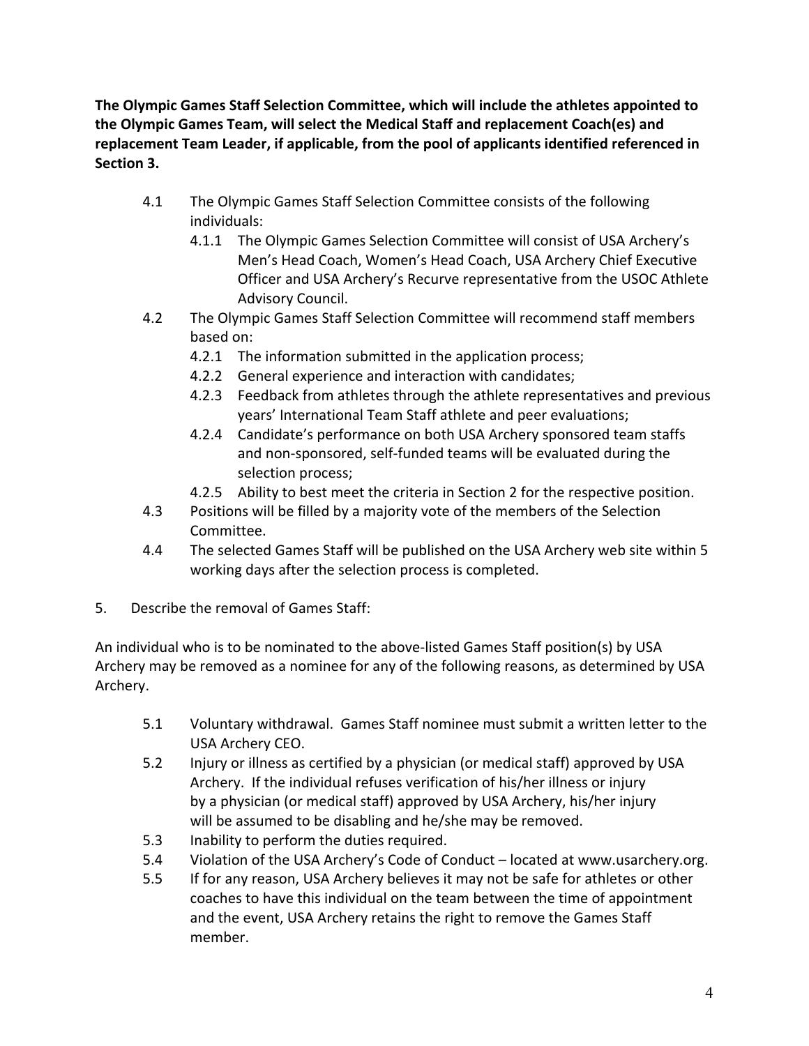**The Olympic Games Staff Selection Committee, which will include the athletes appointed to the Olympic Games Team, will select the Medical Staff and replacement Coach(es) and replacement Team Leader, if applicable, from the pool of applicants identified referenced in Section 3.**

4.1 The Olympic Games Staff Selection Committee consists of the following individuals:

  4.1.1 The Olympic Games Selection Committee will consist of USA Archery's Men's Head Coach, Women's Head Coach, USA Archery Chief Executive Officer and USA Archery's Recurve representative from the USOC Athlete Advisory Council.

4.2 The Olympic Games Staff Selection Committee will recommend staff members based on:

  4.2.1 The information submitted in the application process;

  4.2.2 General experience and interaction with candidates;

  4.2.3 Feedback from athletes through the athlete representatives and previous years' International Team Staff athlete and peer evaluations;

  4.2.4 Candidate's performance on both USA Archery sponsored team staffs and non-sponsored, self-funded teams will be evaluated during the selection process;

  4.2.5 Ability to best meet the criteria in Section 2 for the respective position.

4.3 Positions will be filled by a majority vote of the members of the Selection Committee.

4.4 The selected Games Staff will be published on the USA Archery web site within 5 working days after the selection process is completed.

5. Describe the removal of Games Staff:

An individual who is to be nominated to the above-listed Games Staff position(s) by USA Archery may be removed as a nominee for any of the following reasons, as determined by USA Archery.

5.1 Voluntary withdrawal. Games Staff nominee must submit a written letter to the USA Archery CEO.

5.2 Injury or illness as certified by a physician (or medical staff) approved by USA Archery. If the individual refuses verification of his/her illness or injury by a physician (or medical staff) approved by USA Archery, his/her injury will be assumed to be disabling and he/she may be removed.

5.3 Inability to perform the duties required.

5.4 Violation of the USA Archery's Code of Conduct – located at www.usarchery.org.

5.5 If for any reason, USA Archery believes it may not be safe for athletes or other coaches to have this individual on the team between the time of appointment and the event, USA Archery retains the right to remove the Games Staff member.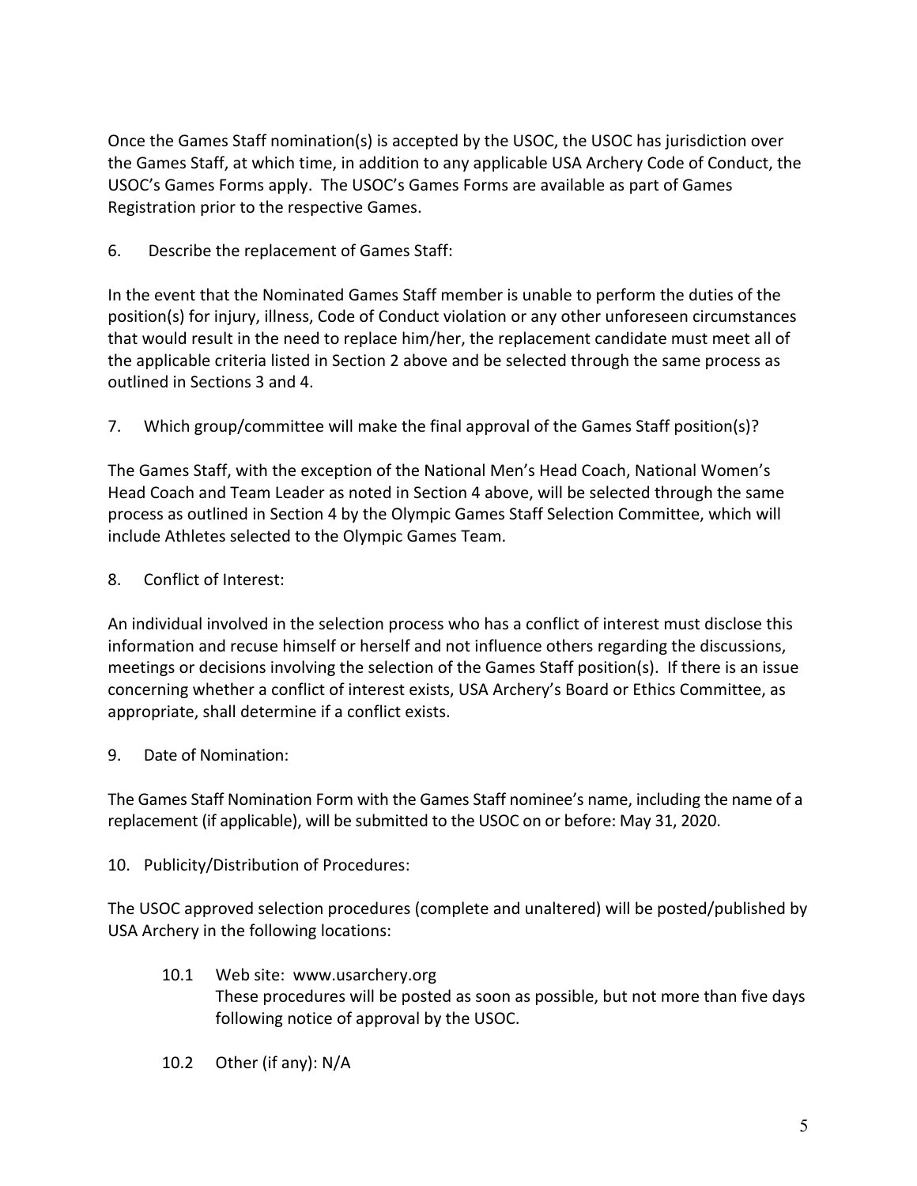Once the Games Staff nomination(s) is accepted by the USOC, the USOC has jurisdiction over the Games Staff, at which time, in addition to any applicable USA Archery Code of Conduct, the USOC's Games Forms apply. The USOC's Games Forms are available as part of Games Registration prior to the respective Games.

6. Describe the replacement of Games Staff:

In the event that the Nominated Games Staff member is unable to perform the duties of the position(s) for injury, illness, Code of Conduct violation or any other unforeseen circumstances that would result in the need to replace him/her, the replacement candidate must meet all of the applicable criteria listed in Section 2 above and be selected through the same process as outlined in Sections 3 and 4.

7. Which group/committee will make the final approval of the Games Staff position(s)?

The Games Staff, with the exception of the National Men's Head Coach, National Women's Head Coach and Team Leader as noted in Section 4 above, will be selected through the same process as outlined in Section 4 by the Olympic Games Staff Selection Committee, which will include Athletes selected to the Olympic Games Team.

8. Conflict of Interest:

An individual involved in the selection process who has a conflict of interest must disclose this information and recuse himself or herself and not influence others regarding the discussions, meetings or decisions involving the selection of the Games Staff position(s). If there is an issue concerning whether a conflict of interest exists, USA Archery's Board or Ethics Committee, as appropriate, shall determine if a conflict exists.

9. Date of Nomination:

The Games Staff Nomination Form with the Games Staff nominee's name, including the name of a replacement (if applicable), will be submitted to the USOC on or before: May 31, 2020.

10. Publicity/Distribution of Procedures:

The USOC approved selection procedures (complete and unaltered) will be posted/published by USA Archery in the following locations:

10.1 Web site: www.usarchery.org
These procedures will be posted as soon as possible, but not more than five days following notice of approval by the USOC.

10.2 Other (if any): N/A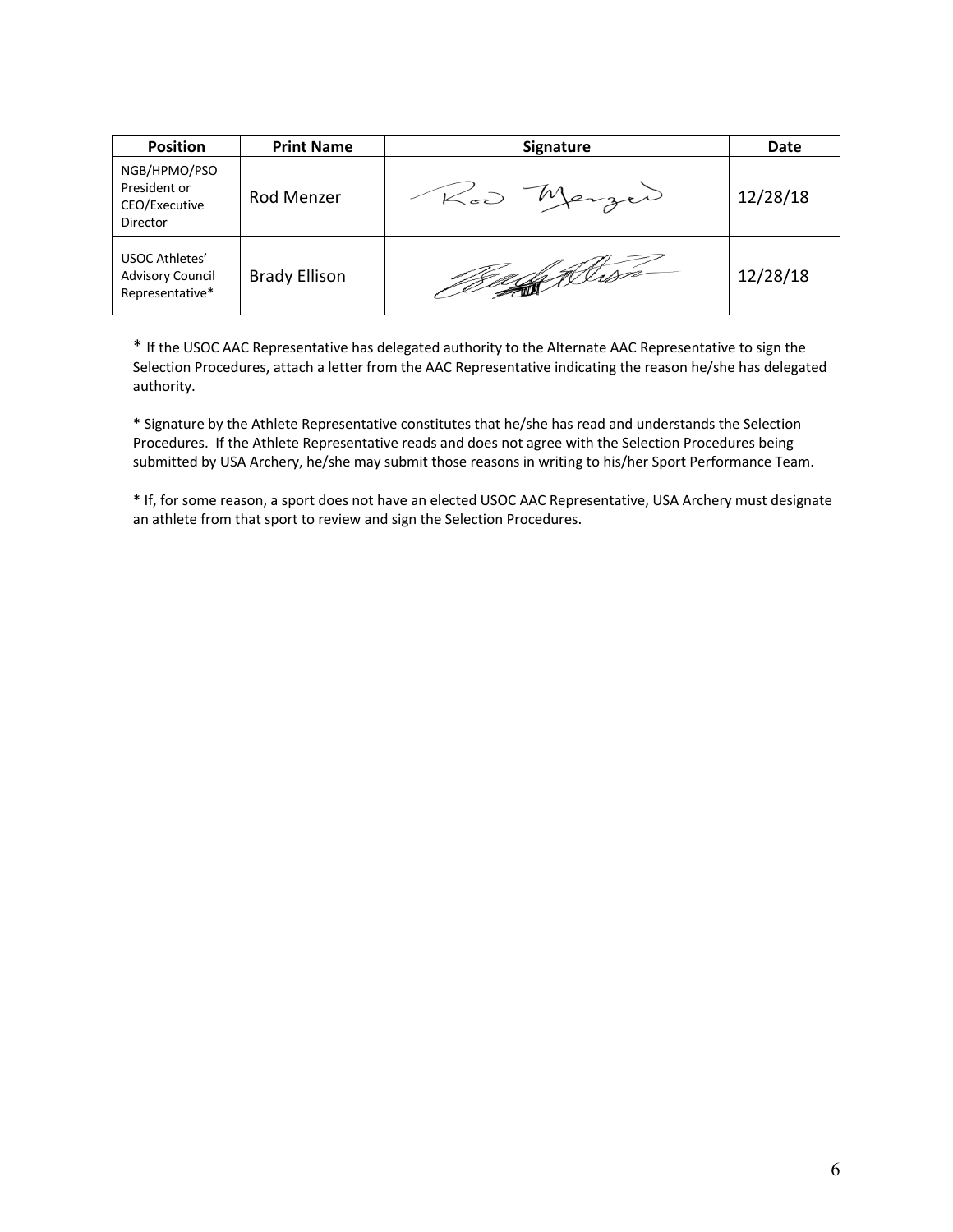| Position | Print Name | Signature | Date |
| --- | --- | --- | --- |
| NGB/HPMO/PSO President or CEO/Executive Director | Rod Menzer | Rod Menzer | 12/28/18 |
| USOC Athletes' Advisory Council Representative* | Brady Ellison | Brady Ellison | 12/28/18 |

* If the USOC AAC Representative has delegated authority to the Alternate AAC Representative to sign the Selection Procedures, attach a letter from the AAC Representative indicating the reason he/she has delegated authority.

* Signature by the Athlete Representative constitutes that he/she has read and understands the Selection Procedures. If the Athlete Representative reads and does not agree with the Selection Procedures being submitted by USA Archery, he/she may submit those reasons in writing to his/her Sport Performance Team.

* If, for some reason, a sport does not have an elected USOC AAC Representative, USA Archery must designate an athlete from that sport to review and sign the Selection Procedures.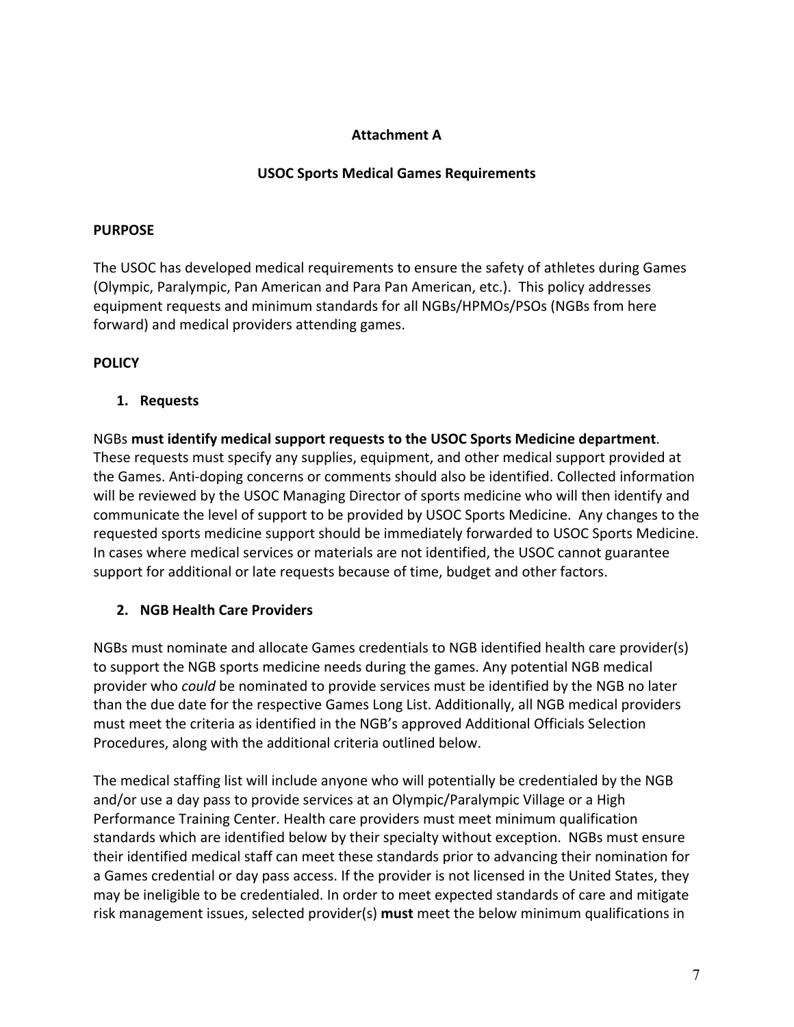## Attachment A

## USOC Sports Medical Games Requirements

### PURPOSE

The USOC has developed medical requirements to ensure the safety of athletes during Games (Olympic, Paralympic, Pan American and Para Pan American, etc.). This policy addresses equipment requests and minimum standards for all NGBs/HPMOs/PSOs (NGBs from here forward) and medical providers attending games.

### POLICY

1. **Requests**

NGBs **must identify medical support requests to the USOC Sports Medicine department**. These requests must specify any supplies, equipment, and other medical support provided at the Games. Anti-doping concerns or comments should also be identified. Collected information will be reviewed by the USOC Managing Director of sports medicine who will then identify and communicate the level of support to be provided by USOC Sports Medicine. Any changes to the requested sports medicine support should be immediately forwarded to USOC Sports Medicine. In cases where medical services or materials are not identified, the USOC cannot guarantee support for additional or late requests because of time, budget and other factors.

2. **NGB Health Care Providers**

NGBs must nominate and allocate Games credentials to NGB identified health care provider(s) to support the NGB sports medicine needs during the games. Any potential NGB medical provider who *could* be nominated to provide services must be identified by the NGB no later than the due date for the respective Games Long List. Additionally, all NGB medical providers must meet the criteria as identified in the NGB's approved Additional Officials Selection Procedures, along with the additional criteria outlined below.

The medical staffing list will include anyone who will potentially be credentialed by the NGB and/or use a day pass to provide services at an Olympic/Paralympic Village or a High Performance Training Center. Health care providers must meet minimum qualification standards which are identified below by their specialty without exception. NGBs must ensure their identified medical staff can meet these standards prior to advancing their nomination for a Games credential or day pass access. If the provider is not licensed in the United States, they may be ineligible to be credentialed. In order to meet expected standards of care and mitigate risk management issues, selected provider(s) **must** meet the below minimum qualifications in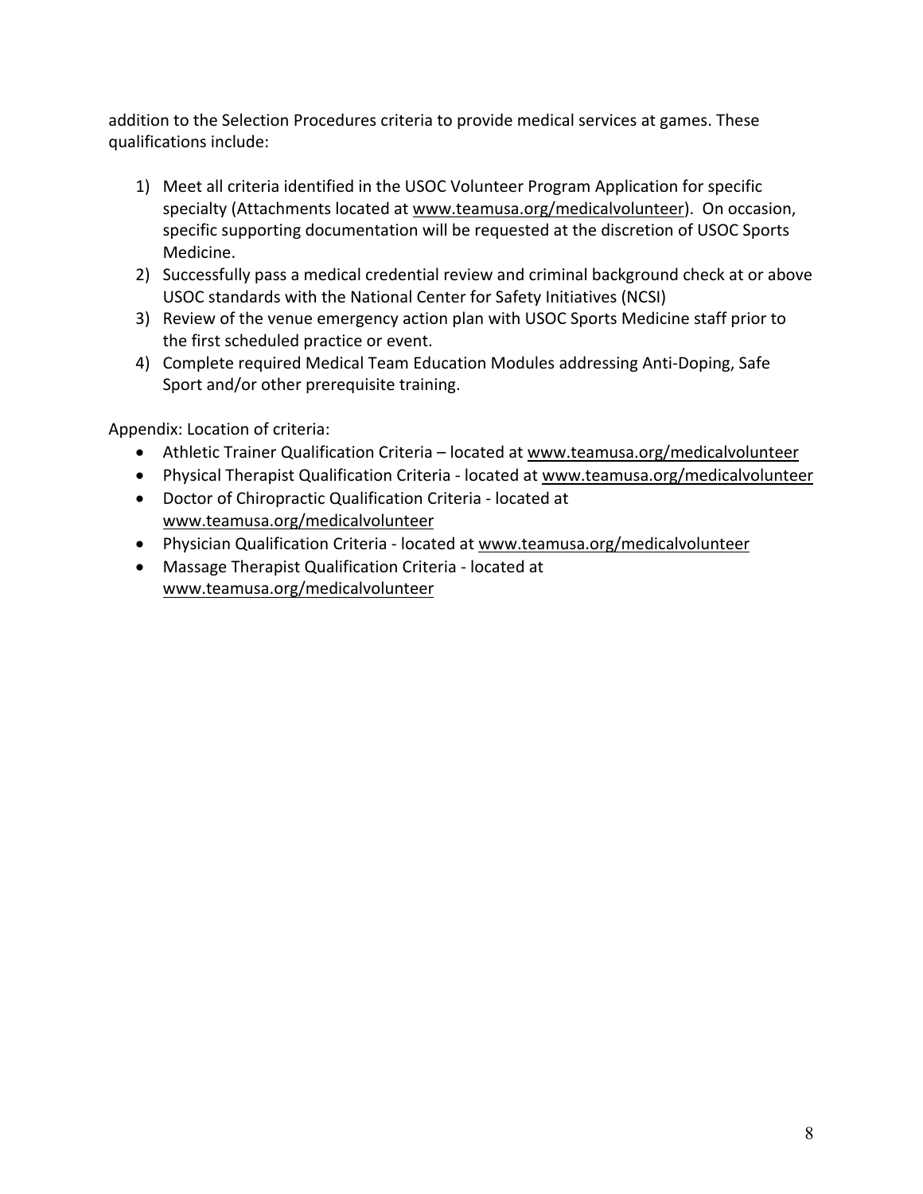addition to the Selection Procedures criteria to provide medical services at games. These qualifications include:

1) Meet all criteria identified in the USOC Volunteer Program Application for specific specialty (Attachments located at www.teamusa.org/medicalvolunteer). On occasion, specific supporting documentation will be requested at the discretion of USOC Sports Medicine.
2) Successfully pass a medical credential review and criminal background check at or above USOC standards with the National Center for Safety Initiatives (NCSI)
3) Review of the venue emergency action plan with USOC Sports Medicine staff prior to the first scheduled practice or event.
4) Complete required Medical Team Education Modules addressing Anti-Doping, Safe Sport and/or other prerequisite training.

Appendix: Location of criteria:

- Athletic Trainer Qualification Criteria – located at www.teamusa.org/medicalvolunteer
- Physical Therapist Qualification Criteria - located at www.teamusa.org/medicalvolunteer
- Doctor of Chiropractic Qualification Criteria - located at www.teamusa.org/medicalvolunteer
- Physician Qualification Criteria - located at www.teamusa.org/medicalvolunteer
- Massage Therapist Qualification Criteria - located at www.teamusa.org/medicalvolunteer